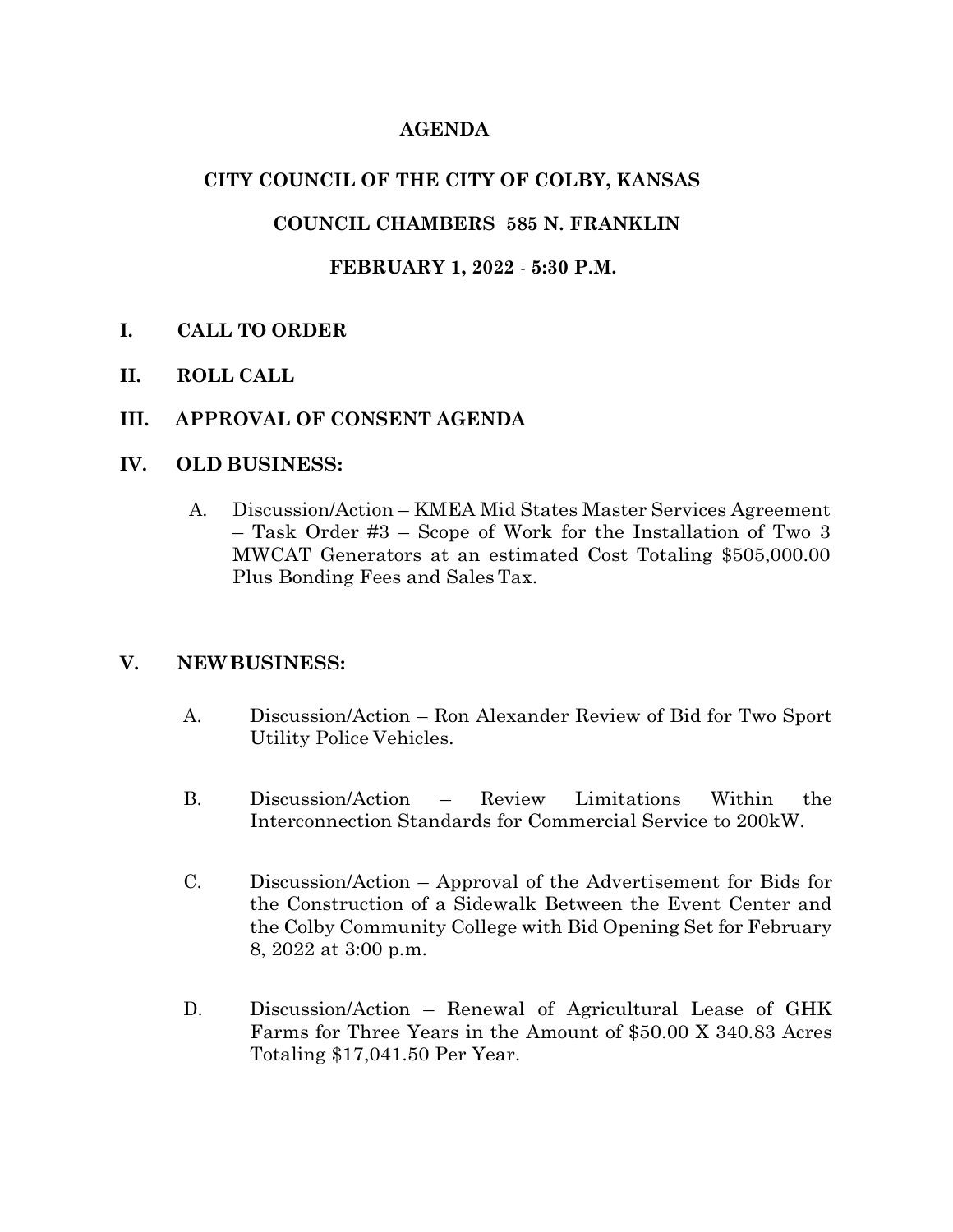# AGENDA

## CITY COUNCIL OF THE CITY OF COLBY, KANSAS

## COUNCIL CHAMBERS 585 N. FRANKLIN

## FEBRUARY 1, 2022 - 5:30 P.M.

**I. CALL TO ORDER**

**II. ROLL CALL**

**III. APPROVAL OF CONSENT AGENDA**

**IV. OLD BUSINESS:**

A. Discussion/Action – KMEA Mid States Master Services Agreement – Task Order #3 – Scope of Work for the Installation of Two 3 MWCAT Generators at an estimated Cost Totaling $505,000.00 Plus Bonding Fees and Sales Tax.

**V. NEW BUSINESS:**

A. Discussion/Action – Ron Alexander Review of Bid for Two Sport Utility Police Vehicles.

B. Discussion/Action – Review Limitations Within the Interconnection Standards for Commercial Service to 200kW.

C. Discussion/Action – Approval of the Advertisement for Bids for the Construction of a Sidewalk Between the Event Center and the Colby Community College with Bid Opening Set for February 8, 2022 at 3:00 p.m.

D. Discussion/Action – Renewal of Agricultural Lease of GHK Farms for Three Years in the Amount of $50.00 X 340.83 Acres Totaling $17,041.50 Per Year.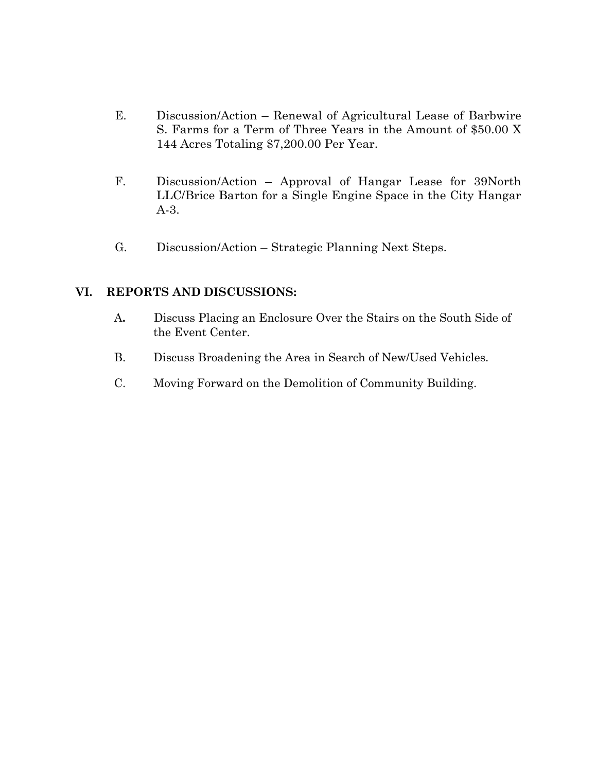E. Discussion/Action – Renewal of Agricultural Lease of Barbwire S. Farms for a Term of Three Years in the Amount of $50.00 X 144 Acres Totaling $7,200.00 Per Year.

F. Discussion/Action – Approval of Hangar Lease for 39North LLC/Brice Barton for a Single Engine Space in the City Hangar A-3.

G. Discussion/Action – Strategic Planning Next Steps.

## VI. REPORTS AND DISCUSSIONS:

A. Discuss Placing an Enclosure Over the Stairs on the South Side of the Event Center.

B. Discuss Broadening the Area in Search of New/Used Vehicles.

C. Moving Forward on the Demolition of Community Building.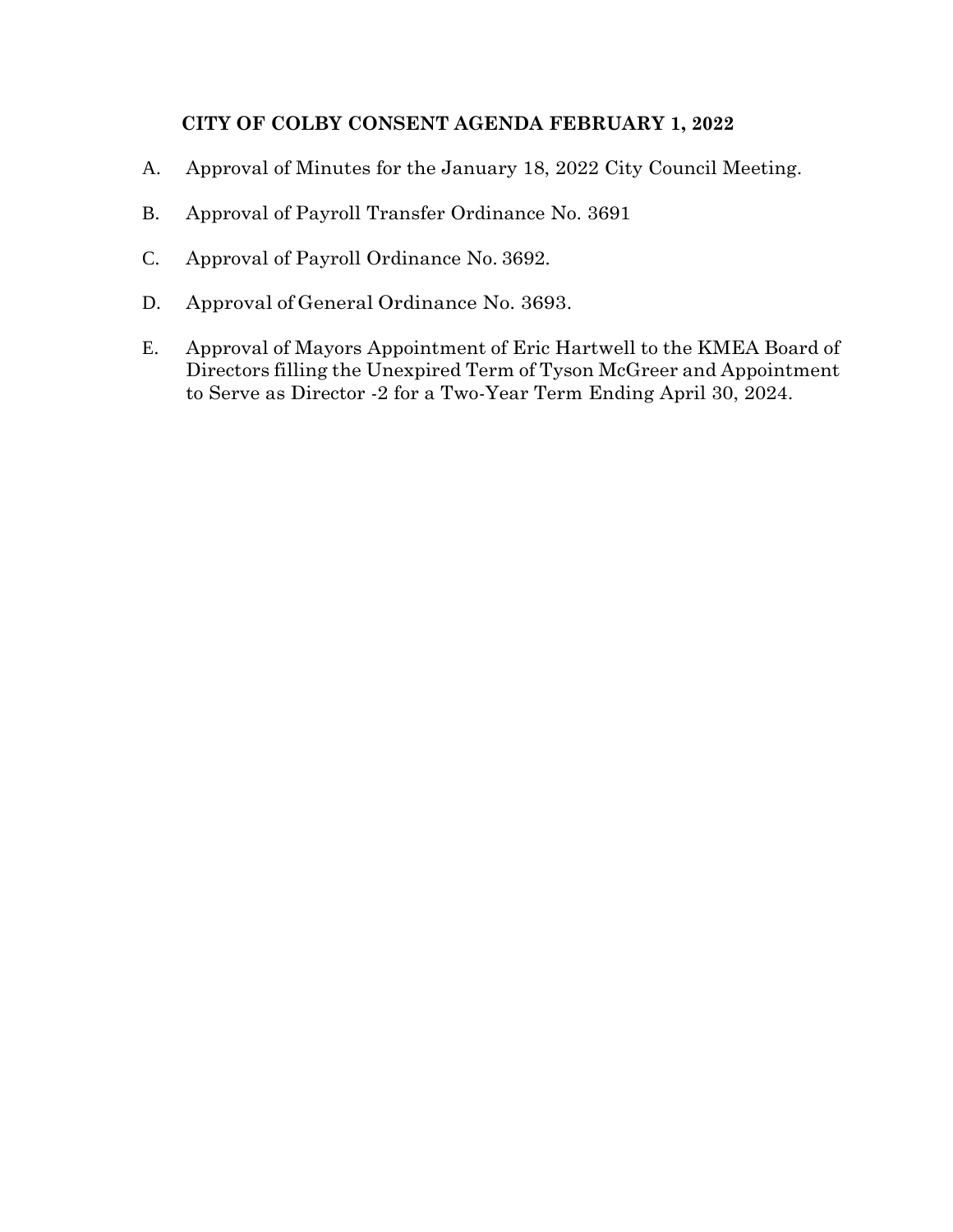## CITY OF COLBY CONSENT AGENDA FEBRUARY 1, 2022

A. Approval of Minutes for the January 18, 2022 City Council Meeting.

B. Approval of Payroll Transfer Ordinance No. 3691

C. Approval of Payroll Ordinance No. 3692.

D. Approval of General Ordinance No. 3693.

E. Approval of Mayors Appointment of Eric Hartwell to the KMEA Board of Directors filling the Unexpired Term of Tyson McGreer and Appointment to Serve as Director -2 for a Two-Year Term Ending April 30, 2024.